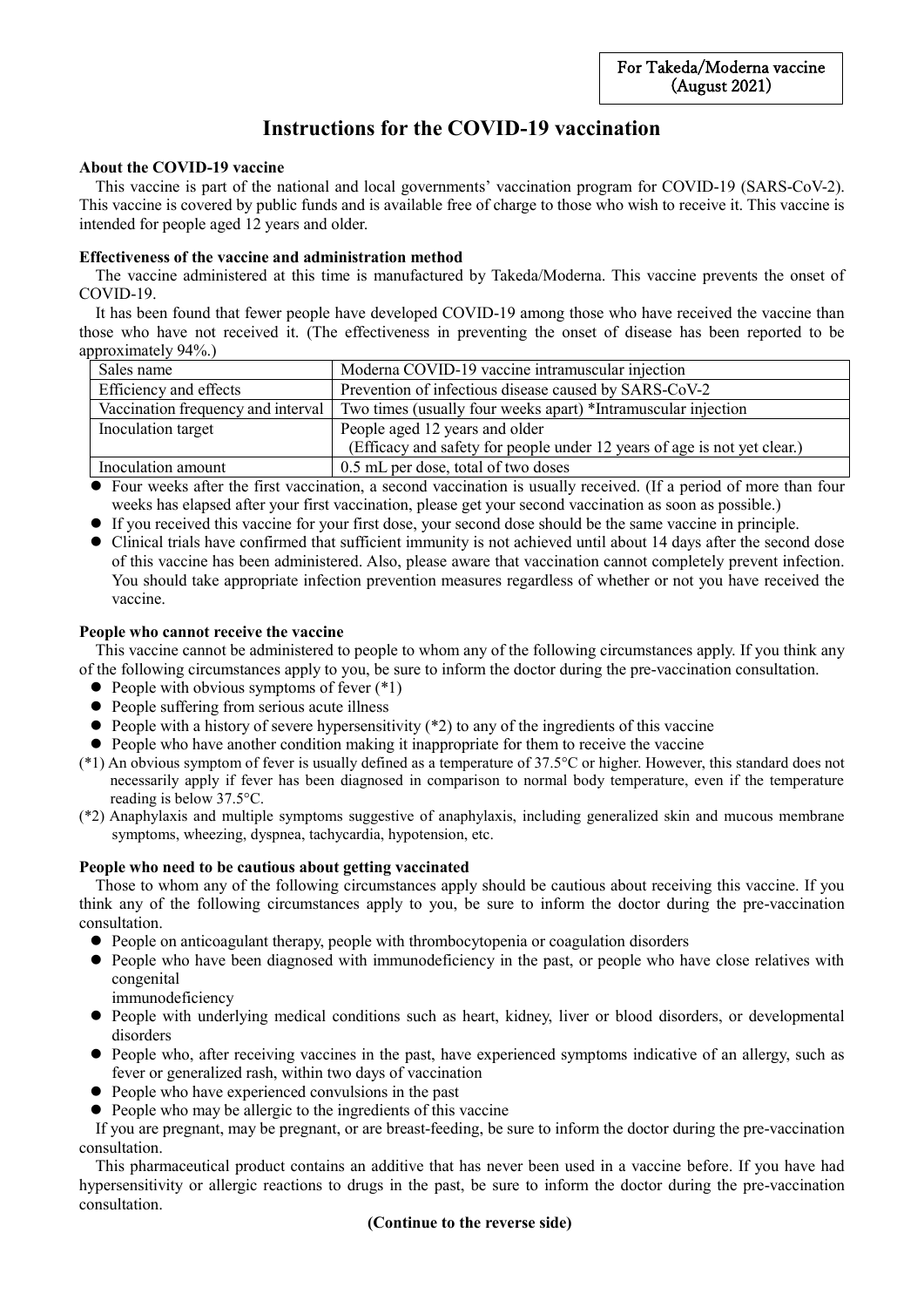For Takeda/Moderna vaccine (August 2021)

# Instructions for the COVID-19 vaccination

**About the COVID-19 vaccine**

This vaccine is part of the national and local governments' vaccination program for COVID-19 (SARS-CoV-2). This vaccine is covered by public funds and is available free of charge to those who wish to receive it. This vaccine is intended for people aged 12 years and older.

**Effectiveness of the vaccine and administration method**

The vaccine administered at this time is manufactured by Takeda/Moderna. This vaccine prevents the onset of COVID-19.

It has been found that fewer people have developed COVID-19 among those who have received the vaccine than those who have not received it. (The effectiveness in preventing the onset of disease has been reported to be approximately 94%.)

| Sales name | Moderna COVID-19 vaccine intramuscular injection |
|---|---|
| Efficiency and effects | Prevention of infectious disease caused by SARS-CoV-2 |
| Vaccination frequency and interval | Two times (usually four weeks apart) *Intramuscular injection |
| Inoculation target | People aged 12 years and older<br>(Efficacy and safety for people under 12 years of age is not yet clear.) |
| Inoculation amount | 0.5 mL per dose, total of two doses |

- Four weeks after the first vaccination, a second vaccination is usually received. (If a period of more than four weeks has elapsed after your first vaccination, please get your second vaccination as soon as possible.)
- If you received this vaccine for your first dose, your second dose should be the same vaccine in principle.
- Clinical trials have confirmed that sufficient immunity is not achieved until about 14 days after the second dose of this vaccine has been administered. Also, please aware that vaccination cannot completely prevent infection. You should take appropriate infection prevention measures regardless of whether or not you have received the vaccine.

**People who cannot receive the vaccine**

This vaccine cannot be administered to people to whom any of the following circumstances apply. If you think any of the following circumstances apply to you, be sure to inform the doctor during the pre-vaccination consultation.

- People with obvious symptoms of fever (*1)
- People suffering from serious acute illness
- People with a history of severe hypersensitivity (*2) to any of the ingredients of this vaccine
- People who have another condition making it inappropriate for them to receive the vaccine

(*1) An obvious symptom of fever is usually defined as a temperature of 37.5°C or higher. However, this standard does not necessarily apply if fever has been diagnosed in comparison to normal body temperature, even if the temperature reading is below 37.5°C.

(*2) Anaphylaxis and multiple symptoms suggestive of anaphylaxis, including generalized skin and mucous membrane symptoms, wheezing, dyspnea, tachycardia, hypotension, etc.

**People who need to be cautious about getting vaccinated**

Those to whom any of the following circumstances apply should be cautious about receiving this vaccine. If you think any of the following circumstances apply to you, be sure to inform the doctor during the pre-vaccination consultation.

- People on anticoagulant therapy, people with thrombocytopenia or coagulation disorders
- People who have been diagnosed with immunodeficiency in the past, or people who have close relatives with congenital immunodeficiency
- People with underlying medical conditions such as heart, kidney, liver or blood disorders, or developmental disorders
- People who, after receiving vaccines in the past, have experienced symptoms indicative of an allergy, such as fever or generalized rash, within two days of vaccination
- People who have experienced convulsions in the past
- People who may be allergic to the ingredients of this vaccine

If you are pregnant, may be pregnant, or are breast-feeding, be sure to inform the doctor during the pre-vaccination consultation.

This pharmaceutical product contains an additive that has never been used in a vaccine before. If you have had hypersensitivity or allergic reactions to drugs in the past, be sure to inform the doctor during the pre-vaccination consultation.

**(Continue to the reverse side)**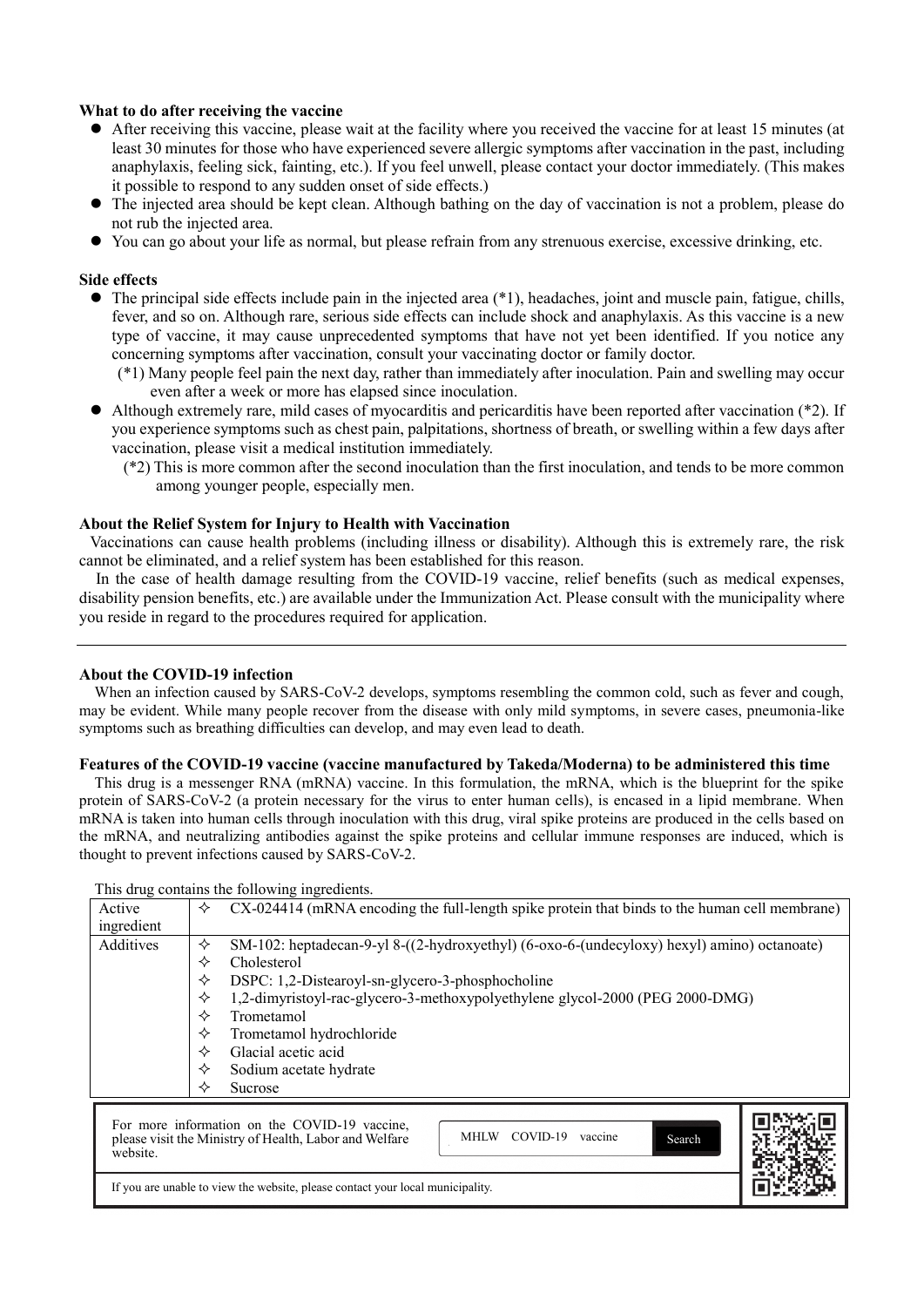**What to do after receiving the vaccine**

- After receiving this vaccine, please wait at the facility where you received the vaccine for at least 15 minutes (at least 30 minutes for those who have experienced severe allergic symptoms after vaccination in the past, including anaphylaxis, feeling sick, fainting, etc.). If you feel unwell, please contact your doctor immediately. (This makes it possible to respond to any sudden onset of side effects.)
- The injected area should be kept clean. Although bathing on the day of vaccination is not a problem, please do not rub the injected area.
- You can go about your life as normal, but please refrain from any strenuous exercise, excessive drinking, etc.

**Side effects**

- The principal side effects include pain in the injected area (*1), headaches, joint and muscle pain, fatigue, chills, fever, and so on. Although rare, serious side effects can include shock and anaphylaxis. As this vaccine is a new type of vaccine, it may cause unprecedented symptoms that have not yet been identified. If you notice any concerning symptoms after vaccination, consult your vaccinating doctor or family doctor.
  (*1) Many people feel pain the next day, rather than immediately after inoculation. Pain and swelling may occur even after a week or more has elapsed since inoculation.
- Although extremely rare, mild cases of myocarditis and pericarditis have been reported after vaccination (*2). If you experience symptoms such as chest pain, palpitations, shortness of breath, or swelling within a few days after vaccination, please visit a medical institution immediately.
  (*2) This is more common after the second inoculation than the first inoculation, and tends to be more common among younger people, especially men.

**About the Relief System for Injury to Health with Vaccination**

Vaccinations can cause health problems (including illness or disability). Although this is extremely rare, the risk cannot be eliminated, and a relief system has been established for this reason.

In the case of health damage resulting from the COVID-19 vaccine, relief benefits (such as medical expenses, disability pension benefits, etc.) are available under the Immunization Act. Please consult with the municipality where you reside in regard to the procedures required for application.

---

**About the COVID-19 infection**

When an infection caused by SARS-CoV-2 develops, symptoms resembling the common cold, such as fever and cough, may be evident. While many people recover from the disease with only mild symptoms, in severe cases, pneumonia-like symptoms such as breathing difficulties can develop, and may even lead to death.

**Features of the COVID-19 vaccine (vaccine manufactured by Takeda/Moderna) to be administered this time**

This drug is a messenger RNA (mRNA) vaccine. In this formulation, the mRNA, which is the blueprint for the spike protein of SARS-CoV-2 (a protein necessary for the virus to enter human cells), is encased in a lipid membrane. When mRNA is taken into human cells through inoculation with this drug, viral spike proteins are produced in the cells based on the mRNA, and neutralizing antibodies against the spike proteins and cellular immune responses are induced, which is thought to prevent infections caused by SARS-CoV-2.

This drug contains the following ingredients.

| | |
|---|---|
| Active ingredient | ✧ CX-024414 (mRNA encoding the full-length spike protein that binds to the human cell membrane) |
| Additives | ✧ SM-102: heptadecan-9-yl 8-((2-hydroxyethyl) (6-oxo-6-(undecyloxy) hexyl) amino) octanoate)<br>✧ Cholesterol<br>✧ DSPC: 1,2-Distearoyl-sn-glycero-3-phosphocholine<br>✧ 1,2-dimyristoyl-rac-glycero-3-methoxypolyethylene glycol-2000 (PEG 2000-DMG)<br>✧ Trometamol<br>✧ Trometamol hydrochloride<br>✧ Glacial acetic acid<br>✧ Sodium acetate hydrate<br>✧ Sucrose |

For more information on the COVID-19 vaccine, please visit the Ministry of Health, Labor and Welfare website.

MHLW COVID-19 vaccine | Search

If you are unable to view the website, please contact your local municipality.